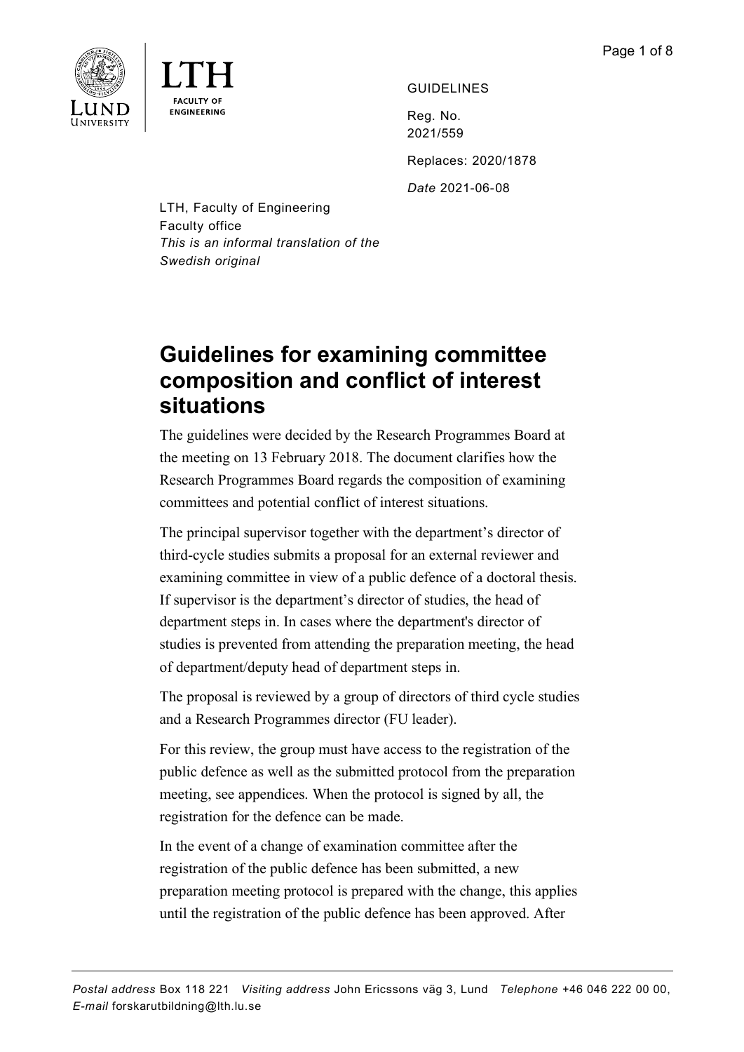GUIDELINES

Reg. No.
2021/559

Replaces: 2020/1878

*Date* 2021-06-08

LTH, Faculty of Engineering
Faculty office
*This is an informal translation of the Swedish original*

# Guidelines for examining committee composition and conflict of interest situations

The guidelines were decided by the Research Programmes Board at the meeting on 13 February 2018. The document clarifies how the Research Programmes Board regards the composition of examining committees and potential conflict of interest situations.

The principal supervisor together with the department's director of third-cycle studies submits a proposal for an external reviewer and examining committee in view of a public defence of a doctoral thesis. If supervisor is the department's director of studies, the head of department steps in. In cases where the department's director of studies is prevented from attending the preparation meeting, the head of department/deputy head of department steps in.

The proposal is reviewed by a group of directors of third cycle studies and a Research Programmes director (FU leader).

For this review, the group must have access to the registration of the public defence as well as the submitted protocol from the preparation meeting, see appendices. When the protocol is signed by all, the registration for the defence can be made.

In the event of a change of examination committee after the registration of the public defence has been submitted, a new preparation meeting protocol is prepared with the change, this applies until the registration of the public defence has been approved. After

*Postal address* Box 118 221 *Visiting address* John Ericssons väg 3, Lund *Telephone* +46 046 222 00 00,
*E-mail* forskarutbildning@lth.lu.se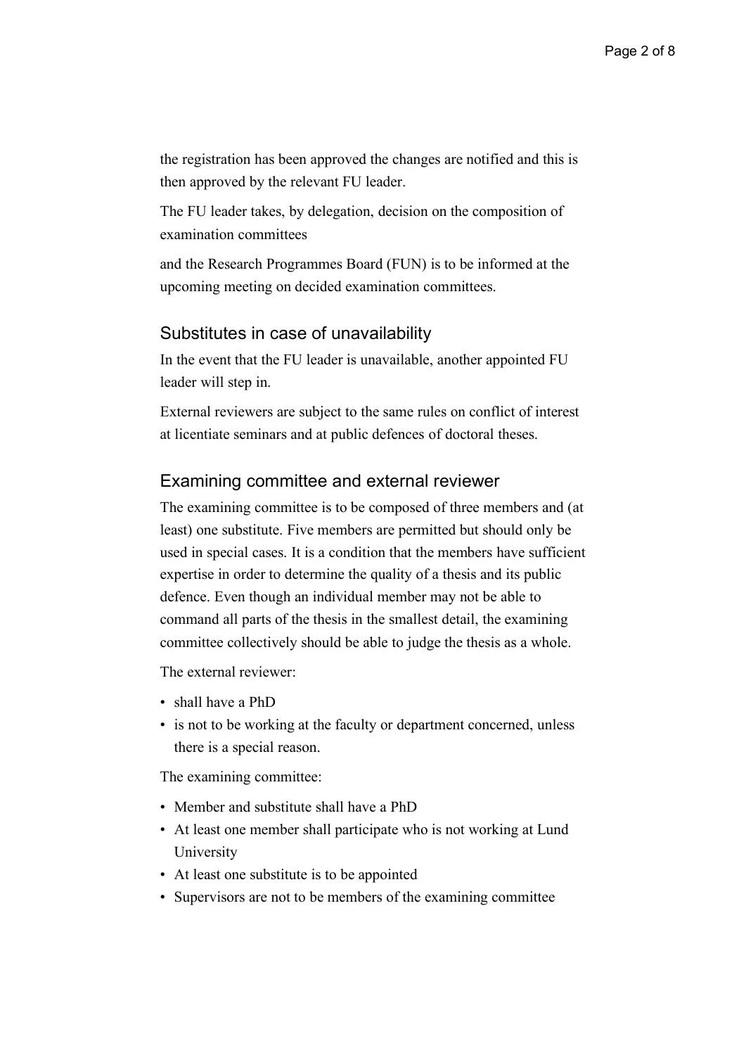the registration has been approved the changes are notified and this is then approved by the relevant FU leader.

The FU leader takes, by delegation, decision on the composition of examination committees

and the Research Programmes Board (FUN) is to be informed at the upcoming meeting on decided examination committees.

## Substitutes in case of unavailability

In the event that the FU leader is unavailable, another appointed FU leader will step in.

External reviewers are subject to the same rules on conflict of interest at licentiate seminars and at public defences of doctoral theses.

## Examining committee and external reviewer

The examining committee is to be composed of three members and (at least) one substitute. Five members are permitted but should only be used in special cases. It is a condition that the members have sufficient expertise in order to determine the quality of a thesis and its public defence. Even though an individual member may not be able to command all parts of the thesis in the smallest detail, the examining committee collectively should be able to judge the thesis as a whole.

The external reviewer:

- shall have a PhD
- is not to be working at the faculty or department concerned, unless there is a special reason.

The examining committee:

- Member and substitute shall have a PhD
- At least one member shall participate who is not working at Lund University
- At least one substitute is to be appointed
- Supervisors are not to be members of the examining committee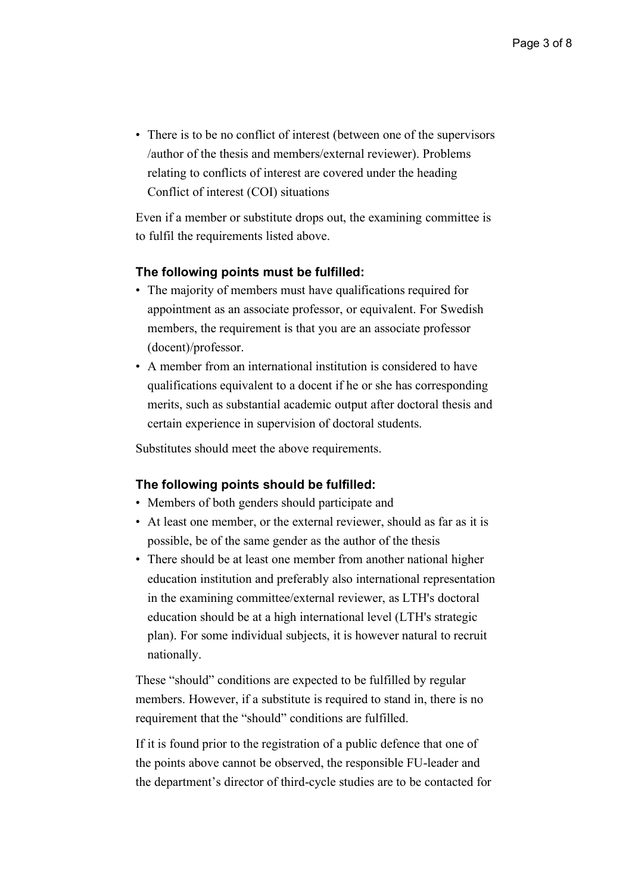- There is to be no conflict of interest (between one of the supervisors /author of the thesis and members/external reviewer). Problems relating to conflicts of interest are covered under the heading Conflict of interest (COI) situations

Even if a member or substitute drops out, the examining committee is to fulfil the requirements listed above.

### The following points must be fulfilled:

- The majority of members must have qualifications required for appointment as an associate professor, or equivalent. For Swedish members, the requirement is that you are an associate professor (docent)/professor.
- A member from an international institution is considered to have qualifications equivalent to a docent if he or she has corresponding merits, such as substantial academic output after doctoral thesis and certain experience in supervision of doctoral students.

Substitutes should meet the above requirements.

### The following points should be fulfilled:

- Members of both genders should participate and
- At least one member, or the external reviewer, should as far as it is possible, be of the same gender as the author of the thesis
- There should be at least one member from another national higher education institution and preferably also international representation in the examining committee/external reviewer, as LTH's doctoral education should be at a high international level (LTH's strategic plan). For some individual subjects, it is however natural to recruit nationally.

These “should” conditions are expected to be fulfilled by regular members. However, if a substitute is required to stand in, there is no requirement that the “should” conditions are fulfilled.

If it is found prior to the registration of a public defence that one of the points above cannot be observed, the responsible FU-leader and the department’s director of third-cycle studies are to be contacted for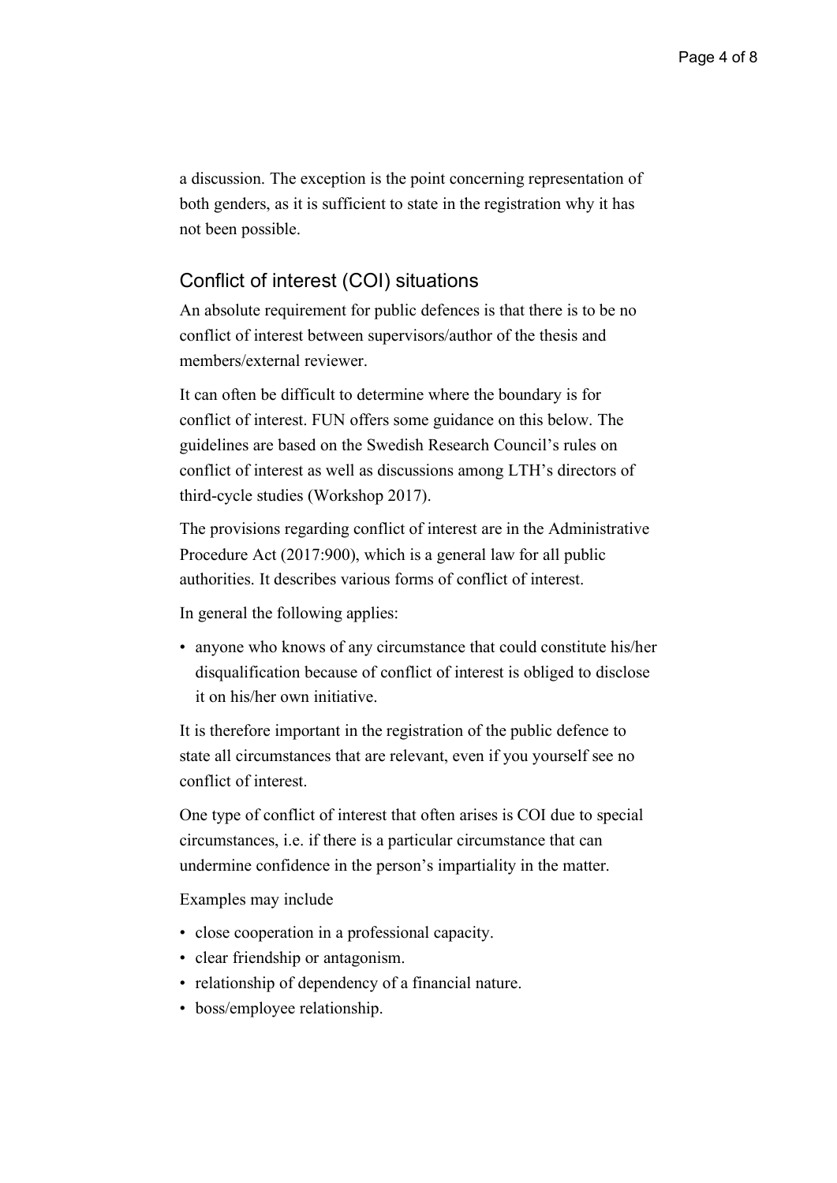a discussion. The exception is the point concerning representation of both genders, as it is sufficient to state in the registration why it has not been possible.

## Conflict of interest (COI) situations

An absolute requirement for public defences is that there is to be no conflict of interest between supervisors/author of the thesis and members/external reviewer.

It can often be difficult to determine where the boundary is for conflict of interest. FUN offers some guidance on this below. The guidelines are based on the Swedish Research Council's rules on conflict of interest as well as discussions among LTH's directors of third-cycle studies (Workshop 2017).

The provisions regarding conflict of interest are in the Administrative Procedure Act (2017:900), which is a general law for all public authorities. It describes various forms of conflict of interest.

In general the following applies:

- anyone who knows of any circumstance that could constitute his/her disqualification because of conflict of interest is obliged to disclose it on his/her own initiative.

It is therefore important in the registration of the public defence to state all circumstances that are relevant, even if you yourself see no conflict of interest.

One type of conflict of interest that often arises is COI due to special circumstances, i.e. if there is a particular circumstance that can undermine confidence in the person's impartiality in the matter.

Examples may include

- close cooperation in a professional capacity.
- clear friendship or antagonism.
- relationship of dependency of a financial nature.
- boss/employee relationship.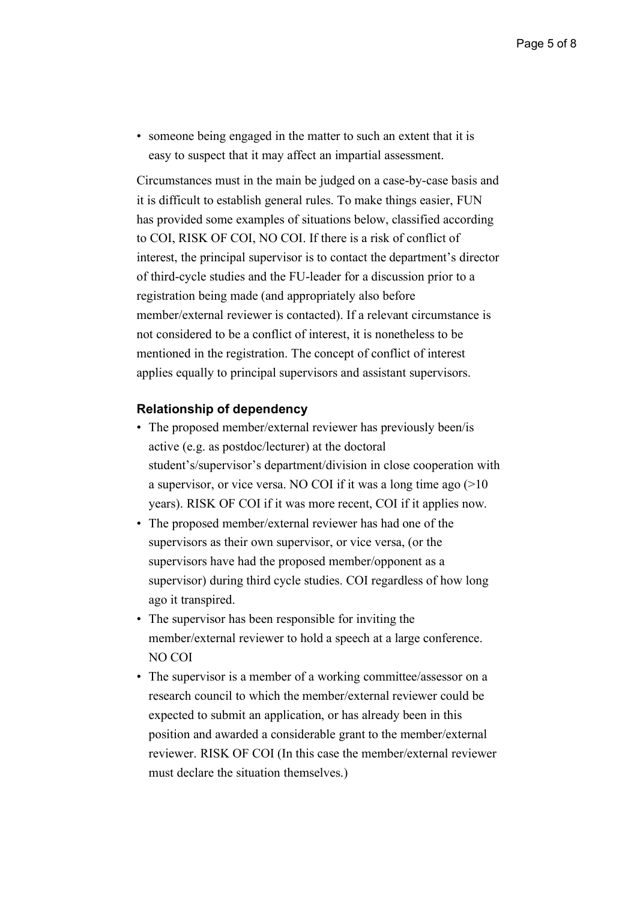- someone being engaged in the matter to such an extent that it is easy to suspect that it may affect an impartial assessment.

Circumstances must in the main be judged on a case-by-case basis and it is difficult to establish general rules. To make things easier, FUN has provided some examples of situations below, classified according to COI, RISK OF COI, NO COI. If there is a risk of conflict of interest, the principal supervisor is to contact the department's director of third-cycle studies and the FU-leader for a discussion prior to a registration being made (and appropriately also before member/external reviewer is contacted). If a relevant circumstance is not considered to be a conflict of interest, it is nonetheless to be mentioned in the registration. The concept of conflict of interest applies equally to principal supervisors and assistant supervisors.

### Relationship of dependency

- The proposed member/external reviewer has previously been/is active (e.g. as postdoc/lecturer) at the doctoral student's/supervisor's department/division in close cooperation with a supervisor, or vice versa. NO COI if it was a long time ago (>10 years). RISK OF COI if it was more recent, COI if it applies now.
- The proposed member/external reviewer has had one of the supervisors as their own supervisor, or vice versa, (or the supervisors have had the proposed member/opponent as a supervisor) during third cycle studies. COI regardless of how long ago it transpired.
- The supervisor has been responsible for inviting the member/external reviewer to hold a speech at a large conference. NO COI
- The supervisor is a member of a working committee/assessor on a research council to which the member/external reviewer could be expected to submit an application, or has already been in this position and awarded a considerable grant to the member/external reviewer. RISK OF COI (In this case the member/external reviewer must declare the situation themselves.)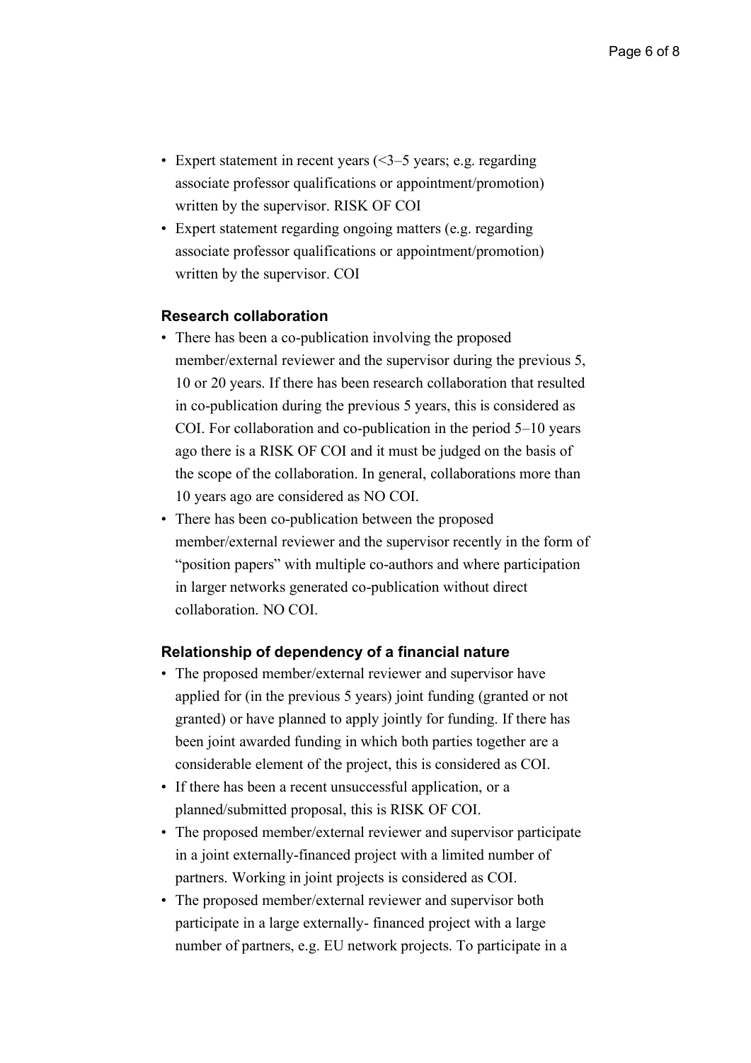- Expert statement in recent years (<3–5 years; e.g. regarding associate professor qualifications or appointment/promotion) written by the supervisor. RISK OF COI
- Expert statement regarding ongoing matters (e.g. regarding associate professor qualifications or appointment/promotion) written by the supervisor. COI

#### Research collaboration

- There has been a co-publication involving the proposed member/external reviewer and the supervisor during the previous 5, 10 or 20 years. If there has been research collaboration that resulted in co-publication during the previous 5 years, this is considered as COI. For collaboration and co-publication in the period 5–10 years ago there is a RISK OF COI and it must be judged on the basis of the scope of the collaboration. In general, collaborations more than 10 years ago are considered as NO COI.
- There has been co-publication between the proposed member/external reviewer and the supervisor recently in the form of "position papers" with multiple co-authors and where participation in larger networks generated co-publication without direct collaboration. NO COI.

#### Relationship of dependency of a financial nature

- The proposed member/external reviewer and supervisor have applied for (in the previous 5 years) joint funding (granted or not granted) or have planned to apply jointly for funding. If there has been joint awarded funding in which both parties together are a considerable element of the project, this is considered as COI.
- If there has been a recent unsuccessful application, or a planned/submitted proposal, this is RISK OF COI.
- The proposed member/external reviewer and supervisor participate in a joint externally-financed project with a limited number of partners. Working in joint projects is considered as COI.
- The proposed member/external reviewer and supervisor both participate in a large externally- financed project with a large number of partners, e.g. EU network projects. To participate in a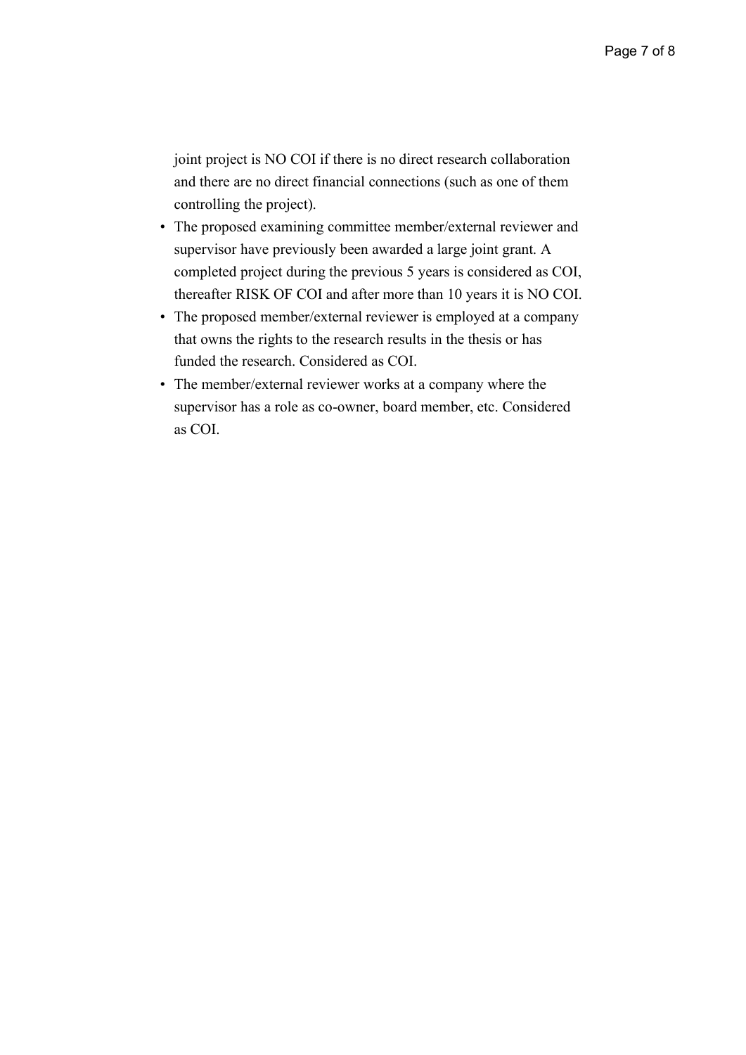joint project is NO COI if there is no direct research collaboration and there are no direct financial connections (such as one of them controlling the project).

- The proposed examining committee member/external reviewer and supervisor have previously been awarded a large joint grant. A completed project during the previous 5 years is considered as COI, thereafter RISK OF COI and after more than 10 years it is NO COI.
- The proposed member/external reviewer is employed at a company that owns the rights to the research results in the thesis or has funded the research. Considered as COI.
- The member/external reviewer works at a company where the supervisor has a role as co-owner, board member, etc. Considered as COI.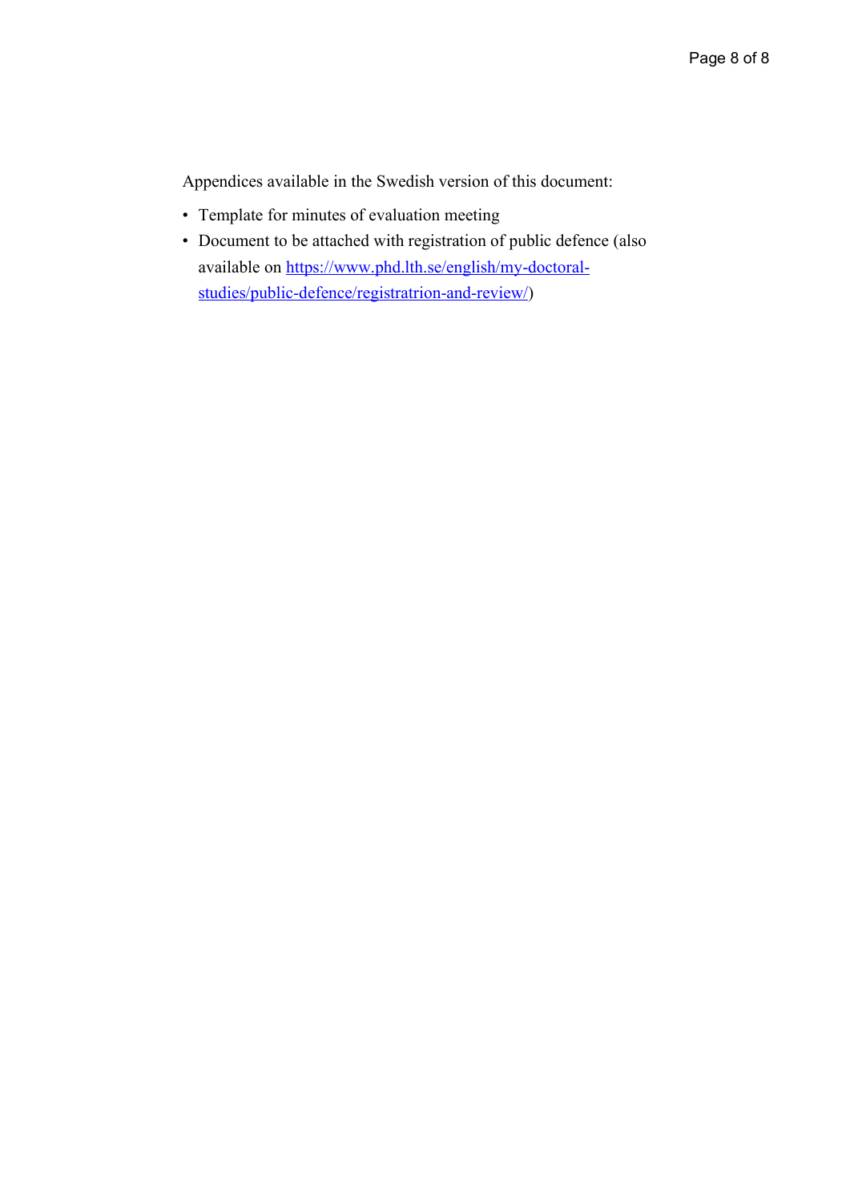Appendices available in the Swedish version of this document:

- Template for minutes of evaluation meeting
- Document to be attached with registration of public defence (also available on [https://www.phd.lth.se/english/my-doctoral-studies/public-defence/registratrion-and-review/](https://www.phd.lth.se/english/my-doctoral-studies/public-defence/registratrion-and-review/))